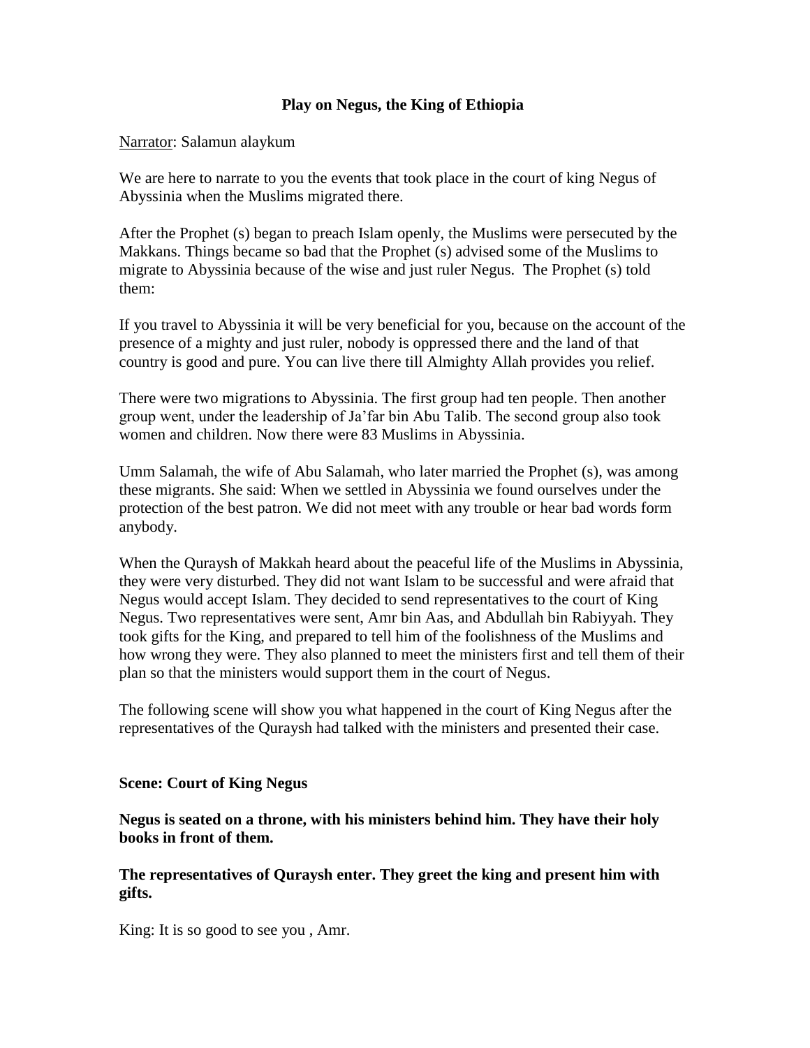# Play on Negus, the King of Ethiopia

Narrator: Salamun alaykum

We are here to narrate to you the events that took place in the court of king Negus of Abyssinia when the Muslims migrated there.

After the Prophet (s) began to preach Islam openly, the Muslims were persecuted by the Makkans. Things became so bad that the Prophet (s) advised some of the Muslims to migrate to Abyssinia because of the wise and just ruler Negus. The Prophet (s) told them:

If you travel to Abyssinia it will be very beneficial for you, because on the account of the presence of a mighty and just ruler, nobody is oppressed there and the land of that country is good and pure. You can live there till Almighty Allah provides you relief.

There were two migrations to Abyssinia. The first group had ten people. Then another group went, under the leadership of Ja'far bin Abu Talib. The second group also took women and children. Now there were 83 Muslims in Abyssinia.

Umm Salamah, the wife of Abu Salamah, who later married the Prophet (s), was among these migrants. She said: When we settled in Abyssinia we found ourselves under the protection of the best patron. We did not meet with any trouble or hear bad words form anybody.

When the Quraysh of Makkah heard about the peaceful life of the Muslims in Abyssinia, they were very disturbed. They did not want Islam to be successful and were afraid that Negus would accept Islam. They decided to send representatives to the court of King Negus. Two representatives were sent, Amr bin Aas, and Abdullah bin Rabiyyah. They took gifts for the King, and prepared to tell him of the foolishness of the Muslims and how wrong they were. They also planned to meet the ministers first and tell them of their plan so that the ministers would support them in the court of Negus.

The following scene will show you what happened in the court of King Negus after the representatives of the Quraysh had talked with the ministers and presented their case.

**Scene: Court of King Negus**

**Negus is seated on a throne, with his ministers behind him. They have their holy books in front of them.**

**The representatives of Quraysh enter. They greet the king and present him with gifts.**

King: It is so good to see you , Amr.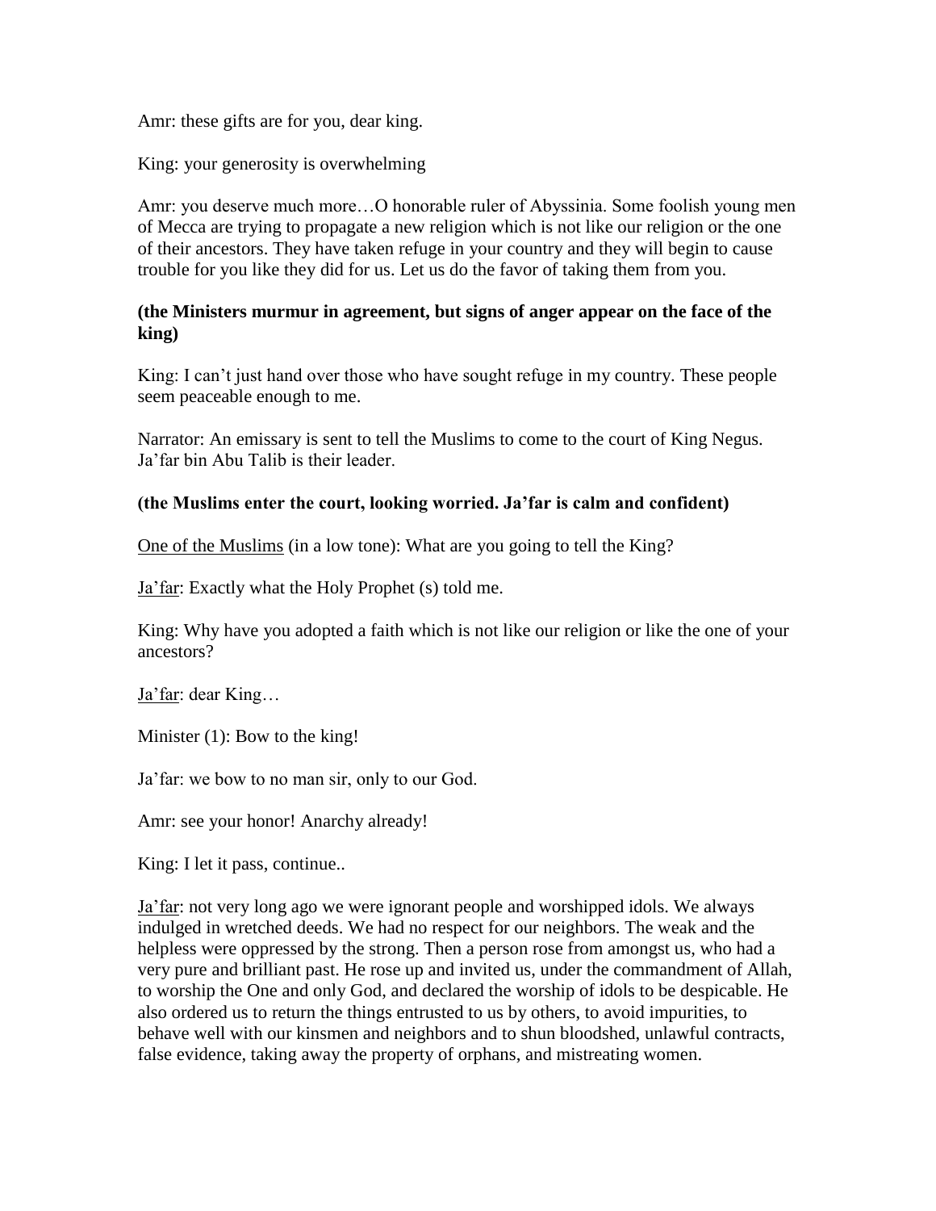Amr: these gifts are for you, dear king.

King: your generosity is overwhelming

Amr: you deserve much more…O honorable ruler of Abyssinia. Some foolish young men of Mecca are trying to propagate a new religion which is not like our religion or the one of their ancestors. They have taken refuge in your country and they will begin to cause trouble for you like they did for us. Let us do the favor of taking them from you.

**(the Ministers murmur in agreement, but signs of anger appear on the face of the king)**

King: I can't just hand over those who have sought refuge in my country. These people seem peaceable enough to me.

Narrator: An emissary is sent to tell the Muslims to come to the court of King Negus. Ja'far bin Abu Talib is their leader.

**(the Muslims enter the court, looking worried. Ja'far is calm and confident)**

<u>One of the Muslims</u> (in a low tone): What are you going to tell the King?

<u>Ja'far</u>: Exactly what the Holy Prophet (s) told me.

King: Why have you adopted a faith which is not like our religion or like the one of your ancestors?

<u>Ja'far</u>: dear King…

Minister (1): Bow to the king!

Ja'far: we bow to no man sir, only to our God.

Amr: see your honor! Anarchy already!

King: I let it pass, continue..

<u>Ja'far</u>: not very long ago we were ignorant people and worshipped idols. We always indulged in wretched deeds. We had no respect for our neighbors. The weak and the helpless were oppressed by the strong. Then a person rose from amongst us, who had a very pure and brilliant past. He rose up and invited us, under the commandment of Allah, to worship the One and only God, and declared the worship of idols to be despicable. He also ordered us to return the things entrusted to us by others, to avoid impurities, to behave well with our kinsmen and neighbors and to shun bloodshed, unlawful contracts, false evidence, taking away the property of orphans, and mistreating women.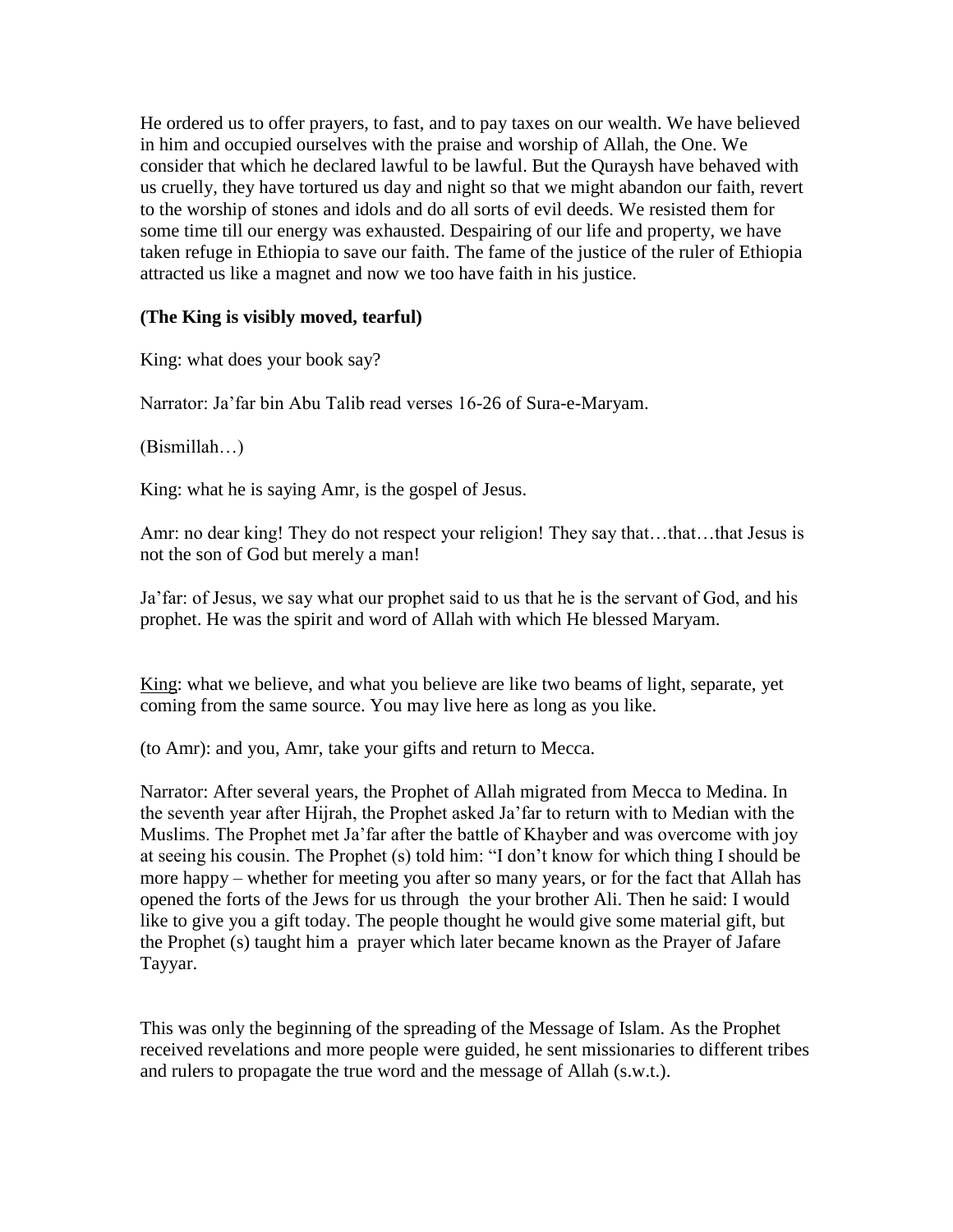He ordered us to offer prayers, to fast, and to pay taxes on our wealth. We have believed in him and occupied ourselves with the praise and worship of Allah, the One. We consider that which he declared lawful to be lawful. But the Quraysh have behaved with us cruelly, they have tortured us day and night so that we might abandon our faith, revert to the worship of stones and idols and do all sorts of evil deeds. We resisted them for some time till our energy was exhausted. Despairing of our life and property, we have taken refuge in Ethiopia to save our faith. The fame of the justice of the ruler of Ethiopia attracted us like a magnet and now we too have faith in his justice.

**(The King is visibly moved, tearful)**

King: what does your book say?

Narrator: Ja'far bin Abu Talib read verses 16-26 of Sura-e-Maryam.

(Bismillah…)

King: what he is saying Amr, is the gospel of Jesus.

Amr: no dear king! They do not respect your religion! They say that…that…that Jesus is not the son of God but merely a man!

Ja'far: of Jesus, we say what our prophet said to us that he is the servant of God, and his prophet. He was the spirit and word of Allah with which He blessed Maryam.

King: what we believe, and what you believe are like two beams of light, separate, yet coming from the same source. You may live here as long as you like.

(to Amr): and you, Amr, take your gifts and return to Mecca.

Narrator: After several years, the Prophet of Allah migrated from Mecca to Medina. In the seventh year after Hijrah, the Prophet asked Ja'far to return with to Median with the Muslims. The Prophet met Ja'far after the battle of Khayber and was overcome with joy at seeing his cousin. The Prophet (s) told him: "I don't know for which thing I should be more happy – whether for meeting you after so many years, or for the fact that Allah has opened the forts of the Jews for us through the your brother Ali. Then he said: I would like to give you a gift today. The people thought he would give some material gift, but the Prophet (s) taught him a prayer which later became known as the Prayer of Jafare Tayyar.

This was only the beginning of the spreading of the Message of Islam. As the Prophet received revelations and more people were guided, he sent missionaries to different tribes and rulers to propagate the true word and the message of Allah (s.w.t.).